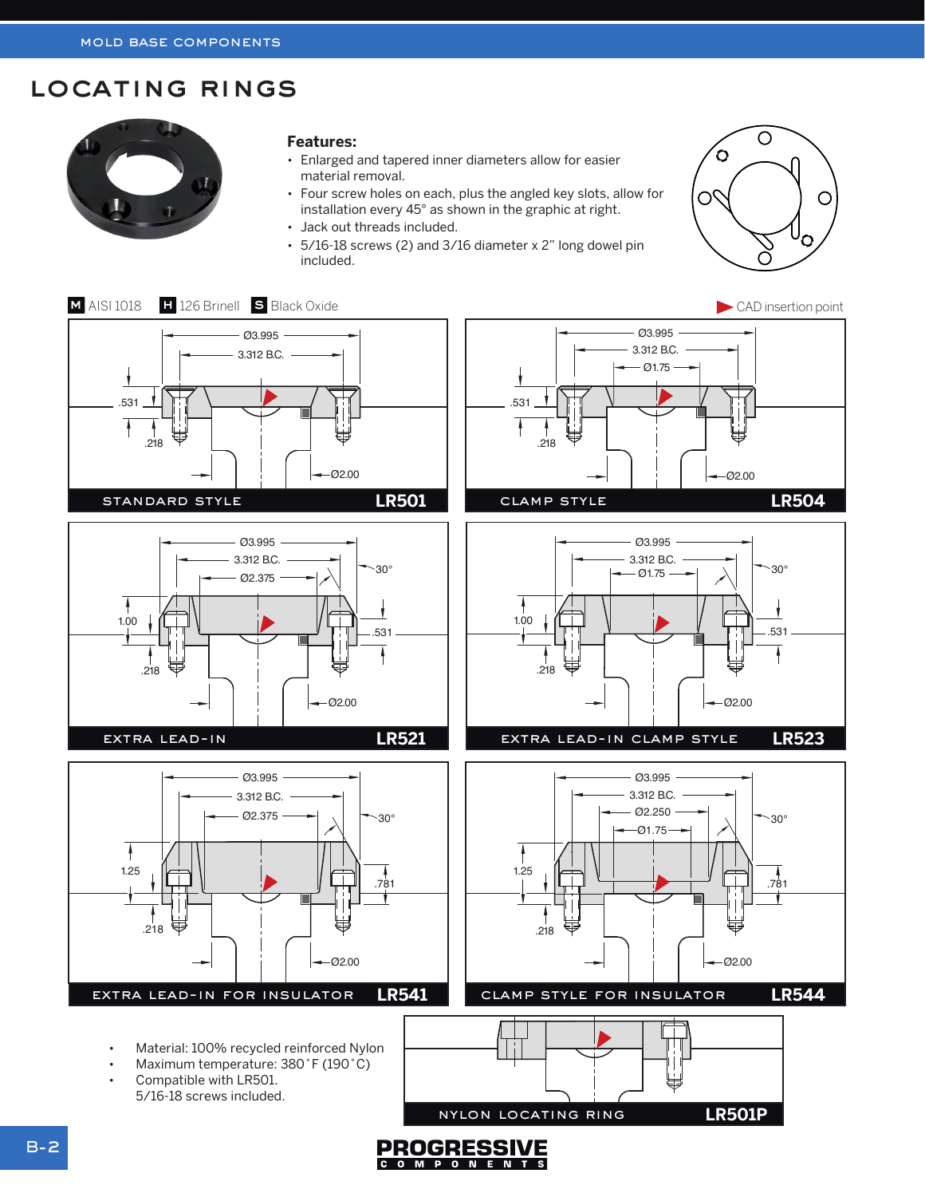# LOCATING RINGS

**Features:**

- Enlarged and tapered inner diameters allow for easier material removal.
- Four screw holes on each, plus the angled key slots, allow for installation every 45° as shown in the graphic at right.
- Jack out threads included.
- 5/16-18 screws (2) and 3/16 diameter x 2" long dowel pin included.

**M** AISI 1018 **H** 126 Brinell **S** Black Oxide

CAD insertion point

## STANDARD STYLE — LR501

Ø3.995, 3.312 B.C., .531, .218, Ø2.00

## CLAMP STYLE — LR504

Ø3.995, 3.312 B.C., Ø1.75, .531, .218, Ø2.00

## EXTRA LEAD-IN — LR521

Ø3.995, 3.312 B.C., Ø2.375, 30°, 1.00, .531, .218, Ø2.00

## EXTRA LEAD-IN CLAMP STYLE — LR523

Ø3.995, 3.312 B.C., Ø1.75, 30°, 1.00, .531, .218, Ø2.00

## EXTRA LEAD-IN FOR INSULATOR — LR541

Ø3.995, 3.312 B.C., Ø2.375, 30°, 1.25, .781, .218, Ø2.00

## CLAMP STYLE FOR INSULATOR — LR544

Ø3.995, 3.312 B.C., Ø2.250, Ø1.75, 30°, 1.25, .781, .218, Ø2.00

## NYLON LOCATING RING — LR501P

- Material: 100% recycled reinforced Nylon
- Maximum temperature: 380˚F (190˚C)
- Compatible with LR501.
  5/16-18 screws included.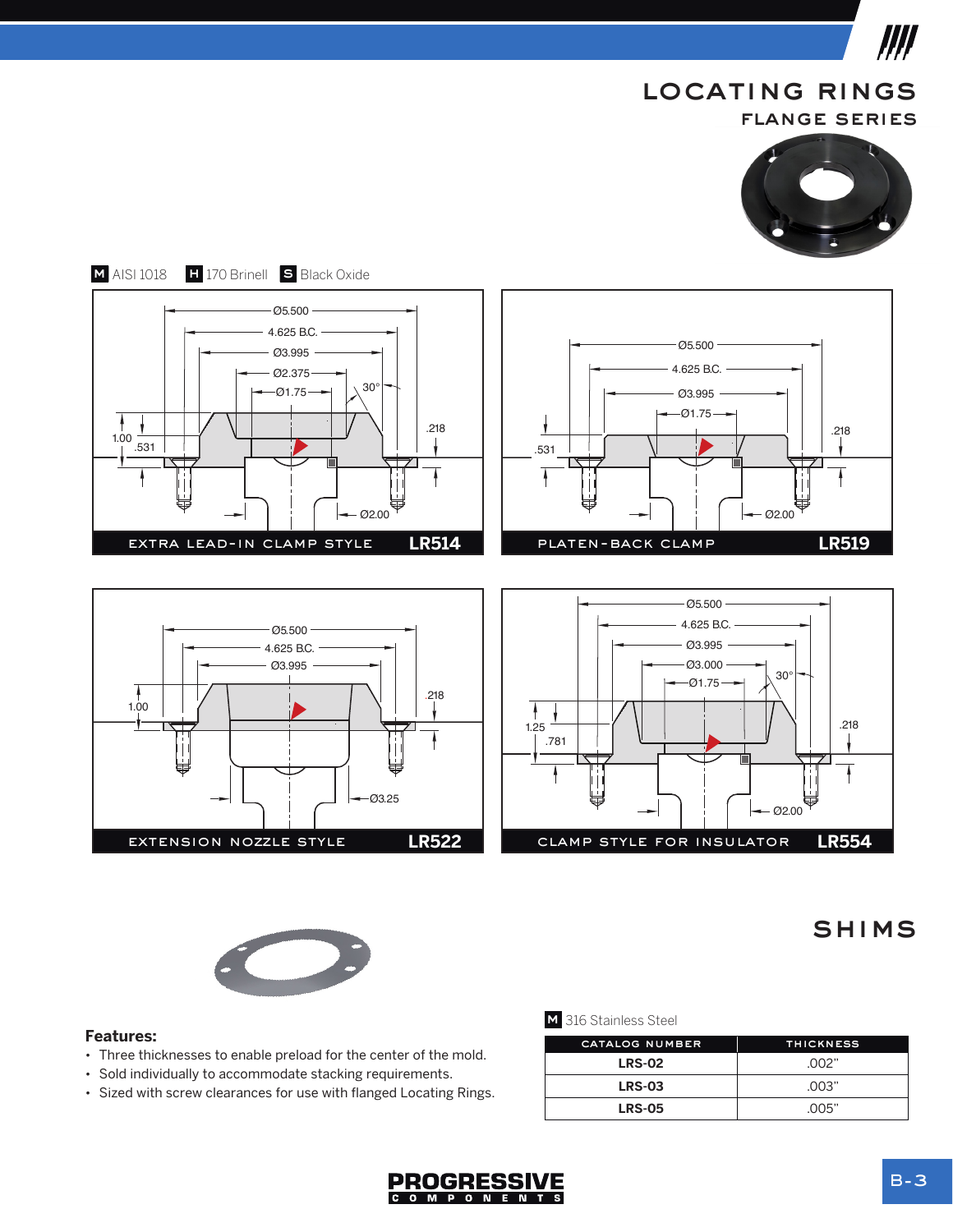# LOCATING RINGS

## FLANGE SERIES

M AISI 1018 H 170 Brinell S Black Oxide

Ø5.500
4.625 B.C.
Ø3.995
Ø2.375
Ø1.75
30°
1.00
.531
.218
Ø2.00

EXTRA LEAD-IN CLAMP STYLE **LR514**

Ø5.500
4.625 B.C.
Ø3.995
Ø1.75
.531
.218
Ø2.00

PLATEN-BACK CLAMP **LR519**

Ø5.500
4.625 B.C.
Ø3.995
1.00
.218
Ø3.25

EXTENSION NOZZLE STYLE **LR522**

Ø5.500
4.625 B.C.
Ø3.995
Ø3.000
Ø1.75
30°
1.25
.781
.218
Ø2.00

CLAMP STYLE FOR INSULATOR **LR554**

# SHIMS

**Features:**

- Three thicknesses to enable preload for the center of the mold.
- Sold individually to accommodate stacking requirements.
- Sized with screw clearances for use with flanged Locating Rings.

M 316 Stainless Steel

| CATALOG NUMBER | THICKNESS |
|---|---|
| **LRS-02** | .002" |
| **LRS-03** | .003" |
| **LRS-05** | .005" |